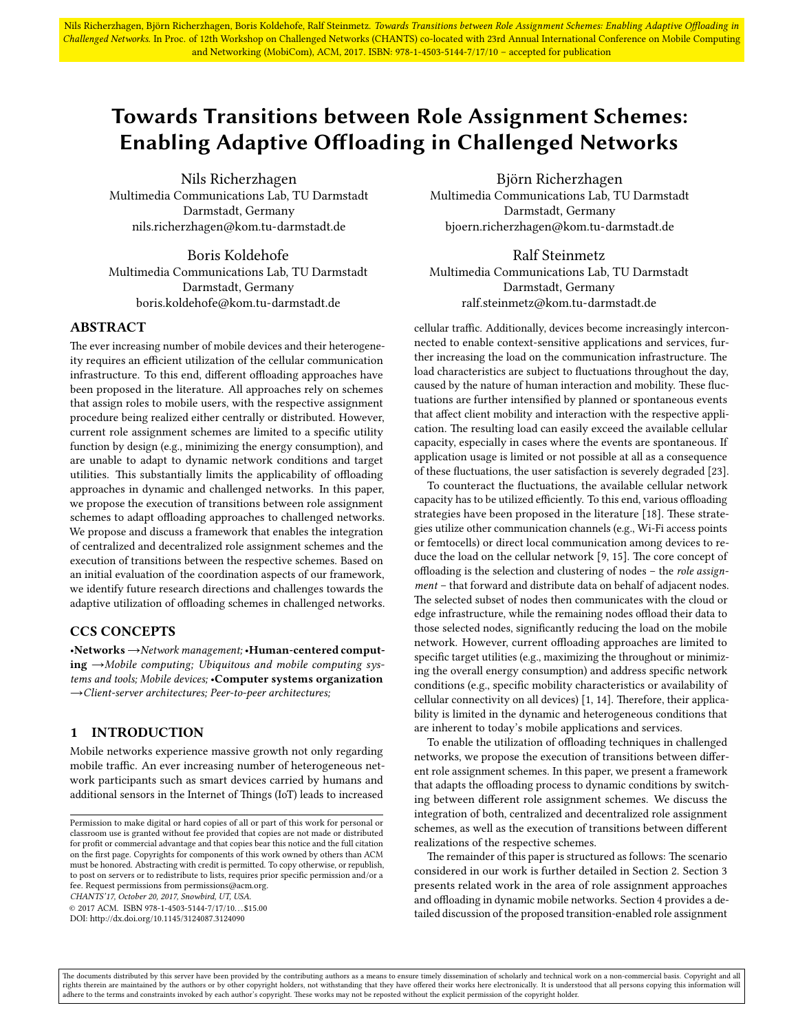Nils Richerzhagen, Björn Richerzhagen, Boris Koldehofe, Ralf Steinmetz. *Towards Transitions between Role Assignment Schemes: Enabling Adaptive Offloading in Challenged Networks.* In Proc. of 12th Workshop on Challenged Networks (CHANTS) co-located with 23rd Annual International Conference on Mobile Computing and Networking (MobiCom), ACM, 2017. ISBN: 978-1-4503-5144-7/17/10 – accepted for publication

# Towards Transitions between Role Assignment Schemes: Enabling Adaptive Offloading in Challenged Networks

Nils Richerzhagen
Multimedia Communications Lab, TU Darmstadt
Darmstadt, Germany
nils.richerzhagen@kom.tu-darmstadt.de

Björn Richerzhagen
Multimedia Communications Lab, TU Darmstadt
Darmstadt, Germany
bjoern.richerzhagen@kom.tu-darmstadt.de

Boris Koldehofe
Multimedia Communications Lab, TU Darmstadt
Darmstadt, Germany
boris.koldehofe@kom.tu-darmstadt.de

Ralf Steinmetz
Multimedia Communications Lab, TU Darmstadt
Darmstadt, Germany
ralf.steinmetz@kom.tu-darmstadt.de

## ABSTRACT

The ever increasing number of mobile devices and their heterogeneity requires an efficient utilization of the cellular communication infrastructure. To this end, different offloading approaches have been proposed in the literature. All approaches rely on schemes that assign roles to mobile users, with the respective assignment procedure being realized either centrally or distributed. However, current role assignment schemes are limited to a specific utility function by design (e.g., minimizing the energy consumption), and are unable to adapt to dynamic network conditions and target utilities. This substantially limits the applicability of offloading approaches in dynamic and challenged networks. In this paper, we propose the execution of transitions between role assignment schemes to adapt offloading approaches to challenged networks. We propose and discuss a framework that enables the integration of centralized and decentralized role assignment schemes and the execution of transitions between the respective schemes. Based on an initial evaluation of the coordination aspects of our framework, we identify future research directions and challenges towards the adaptive utilization of offloading schemes in challenged networks.

## CCS CONCEPTS

•**Networks** →*Network management;* •**Human-centered computing** →*Mobile computing; Ubiquitous and mobile computing systems and tools; Mobile devices;* •**Computer systems organization** →*Client-server architectures; Peer-to-peer architectures;*

## 1 INTRODUCTION

Mobile networks experience massive growth not only regarding mobile traffic. An ever increasing number of heterogeneous network participants such as smart devices carried by humans and additional sensors in the Internet of Things (IoT) leads to increased cellular traffic. Additionally, devices become increasingly interconnected to enable context-sensitive applications and services, further increasing the load on the communication infrastructure. The load characteristics are subject to fluctuations throughout the day, caused by the nature of human interaction and mobility. These fluctuations are further intensified by planned or spontaneous events that affect client mobility and interaction with the respective application. The resulting load can easily exceed the available cellular capacity, especially in cases where the events are spontaneous. If application usage is limited or not possible at all as a consequence of these fluctuations, the user satisfaction is severely degraded [23].

To counteract the fluctuations, the available cellular network capacity has to be utilized efficiently. To this end, various offloading strategies have been proposed in the literature [18]. These strategies utilize other communication channels (e.g., Wi-Fi access points or femtocells) or direct local communication among devices to reduce the load on the cellular network [9, 15]. The core concept of offloading is the selection and clustering of nodes – the *role assignment* – that forward and distribute data on behalf of adjacent nodes. The selected subset of nodes then communicates with the cloud or edge infrastructure, while the remaining nodes offload their data to those selected nodes, significantly reducing the load on the mobile network. However, current offloading approaches are limited to specific target utilities (e.g., maximizing the throughput or minimizing the overall energy consumption) and address specific network conditions (e.g., specific mobility characteristics or availability of cellular connectivity on all devices) [1, 14]. Therefore, their applicability is limited in the dynamic and heterogeneous conditions that are inherent to today's mobile applications and services.

To enable the utilization of offloading techniques in challenged networks, we propose the execution of transitions between different role assignment schemes. In this paper, we present a framework that adapts the offloading process to dynamic conditions by switching between different role assignment schemes. We discuss the integration of both, centralized and decentralized role assignment schemes, as well as the execution of transitions between different realizations of the respective schemes.

The remainder of this paper is structured as follows: The scenario considered in our work is further detailed in Section 2. Section 3 presents related work in the area of role assignment approaches and offloading in dynamic mobile networks. Section 4 provides a detailed discussion of the proposed transition-enabled role assignment

Permission to make digital or hard copies of all or part of this work for personal or classroom use is granted without fee provided that copies are not made or distributed for profit or commercial advantage and that copies bear this notice and the full citation on the first page. Copyrights for components of this work owned by others than ACM must be honored. Abstracting with credit is permitted. To copy otherwise, or republish, to post on servers or to redistribute to lists, requires prior specific permission and/or a fee. Request permissions from permissions@acm.org.
*CHANTS'17, October 20, 2017, Snowbird, UT, USA.*
© 2017 ACM. ISBN 978-1-4503-5144-7/17/10…$15.00
DOI: http://dx.doi.org/10.1145/3124087.3124090

The documents distributed by this server have been provided by the contributing authors as a means to ensure timely dissemination of scholarly and technical work on a non-commercial basis. Copyright and all rights therein are maintained by the authors or by other copyright holders, not withstanding that they have offered their works here electronically. It is understood that all persons copying this information will adhere to the terms and constraints invoked by each author's copyright. These works may not be reposted without the explicit permission of the copyright holder.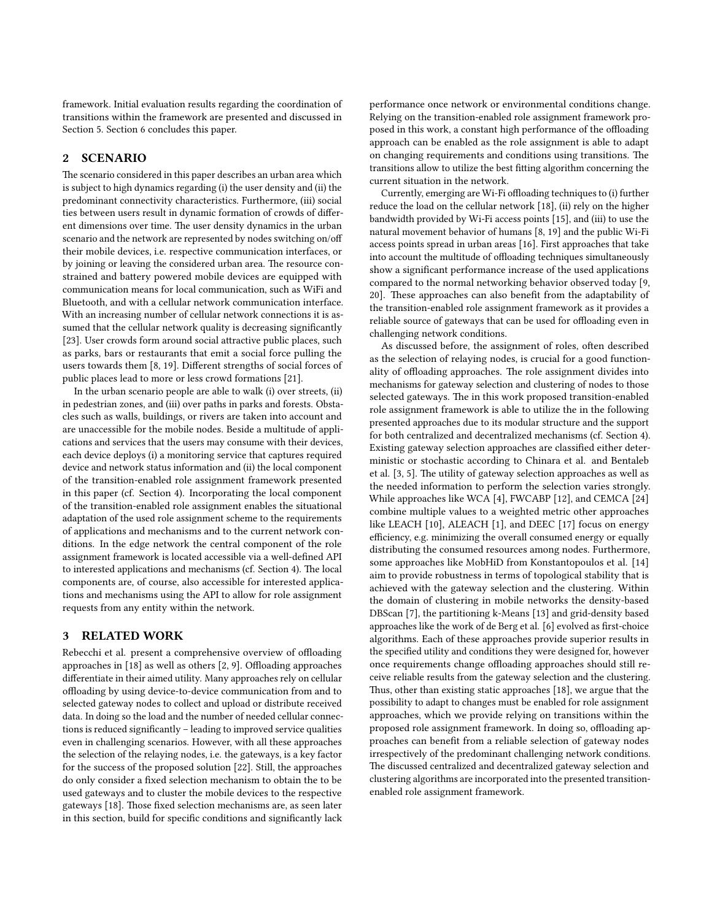framework. Initial evaluation results regarding the coordination of transitions within the framework are presented and discussed in Section 5. Section 6 concludes this paper.

## 2 SCENARIO

The scenario considered in this paper describes an urban area which is subject to high dynamics regarding (i) the user density and (ii) the predominant connectivity characteristics. Furthermore, (iii) social ties between users result in dynamic formation of crowds of different dimensions over time. The user density dynamics in the urban scenario and the network are represented by nodes switching on/off their mobile devices, i.e. respective communication interfaces, or by joining or leaving the considered urban area. The resource constrained and battery powered mobile devices are equipped with communication means for local communication, such as WiFi and Bluetooth, and with a cellular network communication interface. With an increasing number of cellular network connections it is assumed that the cellular network quality is decreasing significantly [23]. User crowds form around social attractive public places, such as parks, bars or restaurants that emit a social force pulling the users towards them [8, 19]. Different strengths of social forces of public places lead to more or less crowd formations [21].

In the urban scenario people are able to walk (i) over streets, (ii) in pedestrian zones, and (iii) over paths in parks and forests. Obstacles such as walls, buildings, or rivers are taken into account and are unaccessible for the mobile nodes. Beside a multitude of applications and services that the users may consume with their devices, each device deploys (i) a monitoring service that captures required device and network status information and (ii) the local component of the transition-enabled role assignment framework presented in this paper (cf. Section 4). Incorporating the local component of the transition-enabled role assignment enables the situational adaptation of the used role assignment scheme to the requirements of applications and mechanisms and to the current network conditions. In the edge network the central component of the role assignment framework is located accessible via a well-defined API to interested applications and mechanisms (cf. Section 4). The local components are, of course, also accessible for interested applications and mechanisms using the API to allow for role assignment requests from any entity within the network.

## 3 RELATED WORK

Rebecchi et al. present a comprehensive overview of offloading approaches in [18] as well as others [2, 9]. Offloading approaches differentiate in their aimed utility. Many approaches rely on cellular offloading by using device-to-device communication from and to selected gateway nodes to collect and upload or distribute received data. In doing so the load and the number of needed cellular connections is reduced significantly – leading to improved service qualities even in challenging scenarios. However, with all these approaches the selection of the relaying nodes, i.e. the gateways, is a key factor for the success of the proposed solution [22]. Still, the approaches do only consider a fixed selection mechanism to obtain the to be used gateways and to cluster the mobile devices to the respective gateways [18]. Those fixed selection mechanisms are, as seen later in this section, build for specific conditions and significantly lack performance once network or environmental conditions change. Relying on the transition-enabled role assignment framework proposed in this work, a constant high performance of the offloading approach can be enabled as the role assignment is able to adapt on changing requirements and conditions using transitions. The transitions allow to utilize the best fitting algorithm concerning the current situation in the network.

Currently, emerging are Wi-Fi offloading techniques to (i) further reduce the load on the cellular network [18], (ii) rely on the higher bandwidth provided by Wi-Fi access points [15], and (iii) to use the natural movement behavior of humans [8, 19] and the public Wi-Fi access points spread in urban areas [16]. First approaches that take into account the multitude of offloading techniques simultaneously show a significant performance increase of the used applications compared to the normal networking behavior observed today [9, 20]. These approaches can also benefit from the adaptability of the transition-enabled role assignment framework as it provides a reliable source of gateways that can be used for offloading even in challenging network conditions.

As discussed before, the assignment of roles, often described as the selection of relaying nodes, is crucial for a good functionality of offloading approaches. The role assignment divides into mechanisms for gateway selection and clustering of nodes to those selected gateways. The in this work proposed transition-enabled role assignment framework is able to utilize the in the following presented approaches due to its modular structure and the support for both centralized and decentralized mechanisms (cf. Section 4). Existing gateway selection approaches are classified either deterministic or stochastic according to Chinara et al. and Bentaleb et al. [3, 5]. The utility of gateway selection approaches as well as the needed information to perform the selection varies strongly. While approaches like WCA [4], FWCABP [12], and CEMCA [24] combine multiple values to a weighted metric other approaches like LEACH [10], ALEACH [1], and DEEC [17] focus on energy efficiency, e.g. minimizing the overall consumed energy or equally distributing the consumed resources among nodes. Furthermore, some approaches like MobHiD from Konstantopoulos et al. [14] aim to provide robustness in terms of topological stability that is achieved with the gateway selection and the clustering. Within the domain of clustering in mobile networks the density-based DBScan [7], the partitioning k-Means [13] and grid-density based approaches like the work of de Berg et al. [6] evolved as first-choice algorithms. Each of these approaches provide superior results in the specified utility and conditions they were designed for, however once requirements change offloading approaches should still receive reliable results from the gateway selection and the clustering. Thus, other than existing static approaches [18], we argue that the possibility to adapt to changes must be enabled for role assignment approaches, which we provide relying on transitions within the proposed role assignment framework. In doing so, offloading approaches can benefit from a reliable selection of gateway nodes irrespectively of the predominant challenging network conditions. The discussed centralized and decentralized gateway selection and clustering algorithms are incorporated into the presented transition-enabled role assignment framework.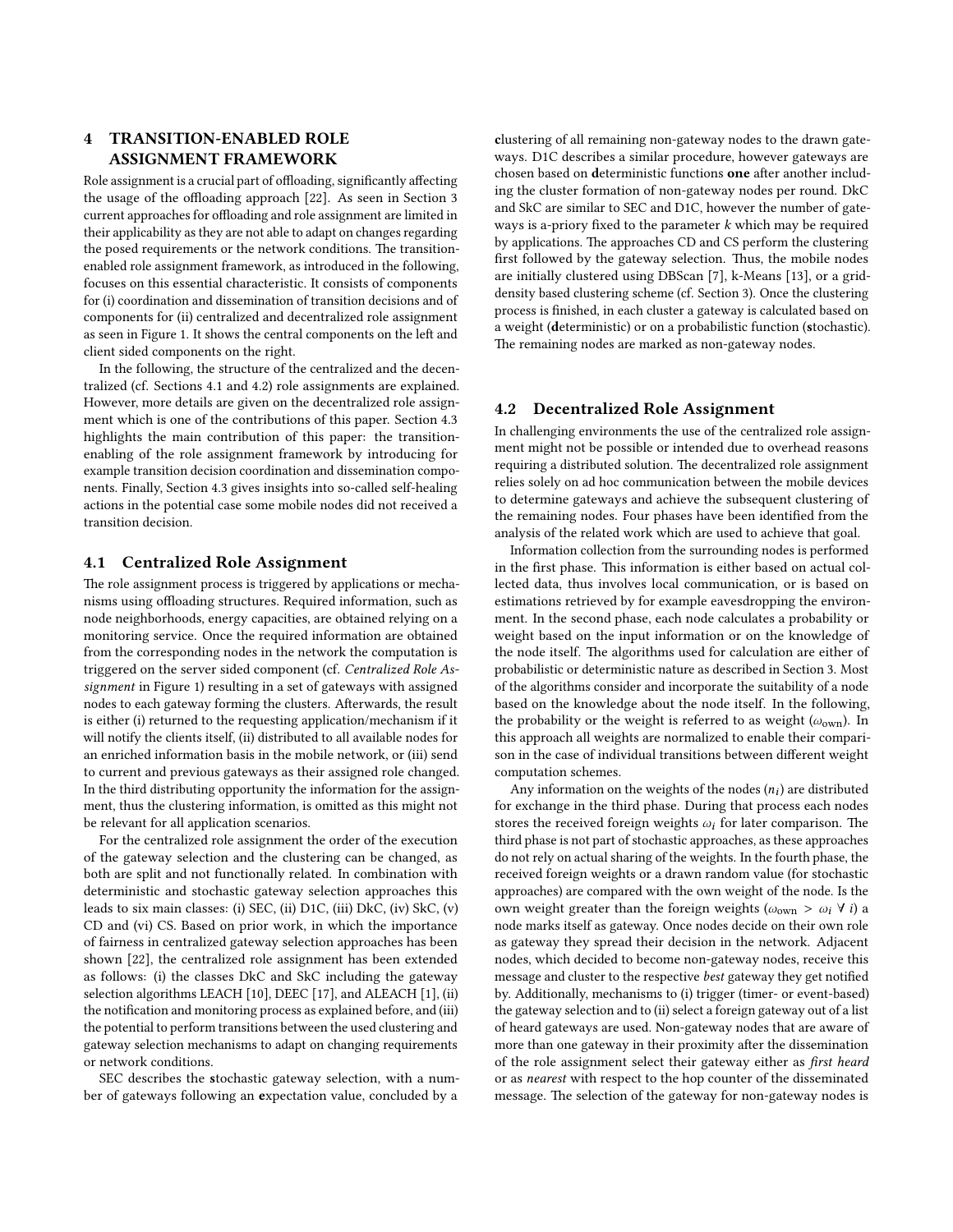## 4 TRANSITION-ENABLED ROLE ASSIGNMENT FRAMEWORK

Role assignment is a crucial part of offloading, significantly affecting the usage of the offloading approach [22]. As seen in Section 3 current approaches for offloading and role assignment are limited in their applicability as they are not able to adapt on changes regarding the posed requirements or the network conditions. The transition-enabled role assignment framework, as introduced in the following, focuses on this essential characteristic. It consists of components for (i) coordination and dissemination of transition decisions and of components for (ii) centralized and decentralized role assignment as seen in Figure 1. It shows the central components on the left and client sided components on the right.

In the following, the structure of the centralized and the decentralized (cf. Sections 4.1 and 4.2) role assignments are explained. However, more details are given on the decentralized role assignment which is one of the contributions of this paper. Section 4.3 highlights the main contribution of this paper: the transition-enabling of the role assignment framework by introducing for example transition decision coordination and dissemination components. Finally, Section 4.3 gives insights into so-called self-healing actions in the potential case some mobile nodes did not received a transition decision.

### 4.1 Centralized Role Assignment

The role assignment process is triggered by applications or mechanisms using offloading structures. Required information, such as node neighborhoods, energy capacities, are obtained relying on a monitoring service. Once the required information are obtained from the corresponding nodes in the network the computation is triggered on the server sided component (cf. *Centralized Role Assignment* in Figure 1) resulting in a set of gateways with assigned nodes to each gateway forming the clusters. Afterwards, the result is either (i) returned to the requesting application/mechanism if it will notify the clients itself, (ii) distributed to all available nodes for an enriched information basis in the mobile network, or (iii) send to current and previous gateways as their assigned role changed. In the third distributing opportunity the information for the assignment, thus the clustering information, is omitted as this might not be relevant for all application scenarios.

For the centralized role assignment the order of the execution of the gateway selection and the clustering can be changed, as both are split and not functionally related. In combination with deterministic and stochastic gateway selection approaches this leads to six main classes: (i) SEC, (ii) D1C, (iii) DkC, (iv) SkC, (v) CD and (vi) CS. Based on prior work, in which the importance of fairness in centralized gateway selection approaches has been shown [22], the centralized role assignment has been extended as follows: (i) the classes DkC and SkC including the gateway selection algorithms LEACH [10], DEEC [17], and ALEACH [1], (ii) the notification and monitoring process as explained before, and (iii) the potential to perform transitions between the used clustering and gateway selection mechanisms to adapt on changing requirements or network conditions.

SEC describes the **s**tochastic gateway selection, with a number of gateways following an **e**xpectation value, concluded by a **c**lustering of all remaining non-gateway nodes to the drawn gateways. D1C describes a similar procedure, however gateways are chosen based on **d**eterministic functions **one** after another including the cluster formation of non-gateway nodes per round. DkC and SkC are similar to SEC and D1C, however the number of gateways is a-priory fixed to the parameter $k$ which may be required by applications. The approaches CD and CS perform the clustering first followed by the gateway selection. Thus, the mobile nodes are initially clustered using DBScan [7], k-Means [13], or a grid-density based clustering scheme (cf. Section 3). Once the clustering process is finished, in each cluster a gateway is calculated based on a weight (**d**eterministic) or on a probabilistic function (**s**tochastic). The remaining nodes are marked as non-gateway nodes.

### 4.2 Decentralized Role Assignment

In challenging environments the use of the centralized role assignment might not be possible or intended due to overhead reasons requiring a distributed solution. The decentralized role assignment relies solely on ad hoc communication between the mobile devices to determine gateways and achieve the subsequent clustering of the remaining nodes. Four phases have been identified from the analysis of the related work which are used to achieve that goal.

Information collection from the surrounding nodes is performed in the first phase. This information is either based on actual collected data, thus involves local communication, or is based on estimations retrieved by for example eavesdropping the environment. In the second phase, each node calculates a probability or weight based on the input information or on the knowledge of the node itself. The algorithms used for calculation are either of probabilistic or deterministic nature as described in Section 3. Most of the algorithms consider and incorporate the suitability of a node based on the knowledge about the node itself. In the following, the probability or the weight is referred to as weight ($\omega_{\text{own}}$). In this approach all weights are normalized to enable their comparison in the case of individual transitions between different weight computation schemes.

Any information on the weights of the nodes ($n_i$) are distributed for exchange in the third phase. During that process each nodes stores the received foreign weights $\omega_i$ for later comparison. The third phase is not part of stochastic approaches, as these approaches do not rely on actual sharing of the weights. In the fourth phase, the received foreign weights or a drawn random value (for stochastic approaches) are compared with the own weight of the node. Is the own weight greater than the foreign weights ($\omega_{\text{own}} > \omega_i \; \forall \; i$) a node marks itself as gateway. Once nodes decide on their own role as gateway they spread their decision in the network. Adjacent nodes, which decided to become non-gateway nodes, receive this message and cluster to the respective *best* gateway they get notified by. Additionally, mechanisms to (i) trigger (timer- or event-based) the gateway selection and to (ii) select a foreign gateway out of a list of heard gateways are used. Non-gateway nodes that are aware of more than one gateway in their proximity after the dissemination of the role assignment select their gateway either as *first heard* or as *nearest* with respect to the hop counter of the disseminated message. The selection of the gateway for non-gateway nodes is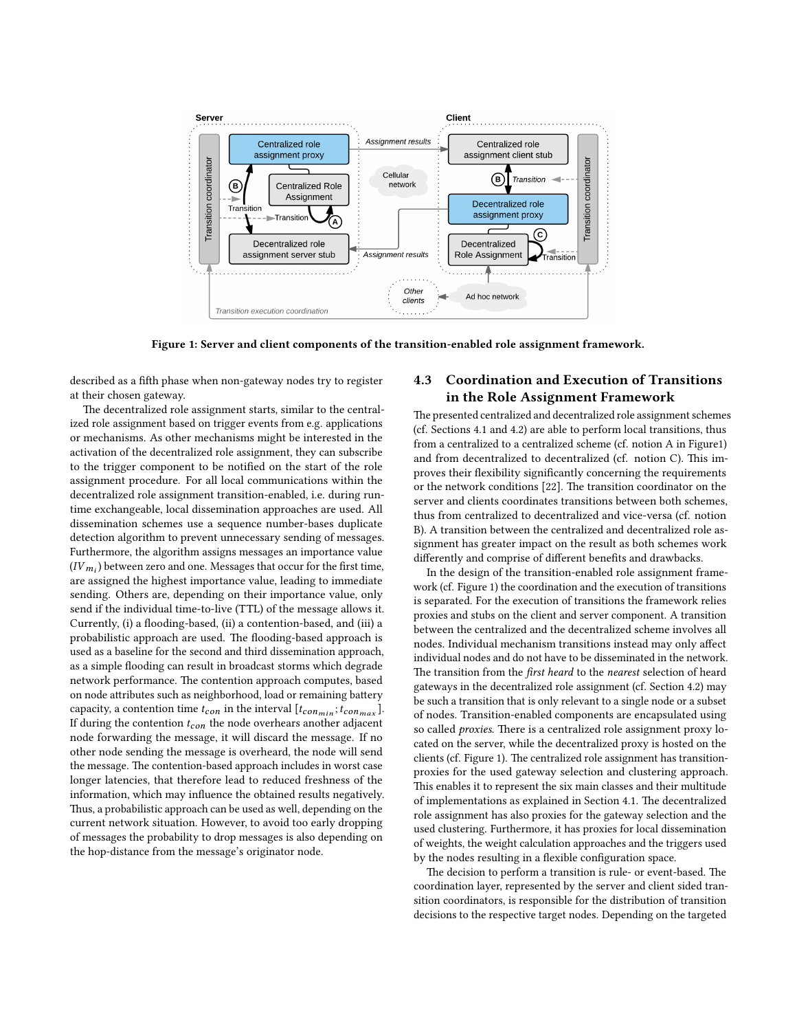Figure 1: Server and client components of the transition-enabled role assignment framework.

described as a fifth phase when non-gateway nodes try to register at their chosen gateway.

The decentralized role assignment starts, similar to the centralized role assignment based on trigger events from e.g. applications or mechanisms. As other mechanisms might be interested in the activation of the decentralized role assignment, they can subscribe to the trigger component to be notified on the start of the role assignment procedure. For all local communications within the decentralized role assignment transition-enabled, i.e. during runtime exchangeable, local dissemination approaches are used. All dissemination schemes use a sequence number-bases duplicate detection algorithm to prevent unnecessary sending of messages. Furthermore, the algorithm assigns messages an importance value ($IV_{m_i}$) between zero and one. Messages that occur for the first time, are assigned the highest importance value, leading to immediate sending. Others are, depending on their importance value, only send if the individual time-to-live (TTL) of the message allows it. Currently, (i) a flooding-based, (ii) a contention-based, and (iii) a probabilistic approach are used. The flooding-based approach is used as a baseline for the second and third dissemination approach, as a simple flooding can result in broadcast storms which degrade network performance. The contention approach computes, based on node attributes such as neighborhood, load or remaining battery capacity, a contention time $t_{con}$ in the interval $[t_{con_{min}}; t_{con_{max}}]$. If during the contention $t_{con}$ the node overhears another adjacent node forwarding the message, it will discard the message. If no other node sending the message is overheard, the node will send the message. The contention-based approach includes in worst case longer latencies, that therefore lead to reduced freshness of the information, which may influence the obtained results negatively. Thus, a probabilistic approach can be used as well, depending on the current network situation. However, to avoid too early dropping of messages the probability to drop messages is also depending on the hop-distance from the message's originator node.

## 4.3 Coordination and Execution of Transitions in the Role Assignment Framework

The presented centralized and decentralized role assignment schemes (cf. Sections 4.1 and 4.2) are able to perform local transitions, thus from a centralized to a centralized scheme (cf. notion A in Figure1) and from decentralized to decentralized (cf. notion C). This improves their flexibility significantly concerning the requirements or the network conditions [22]. The transition coordinator on the server and clients coordinates transitions between both schemes, thus from centralized to decentralized and vice-versa (cf. notion B). A transition between the centralized and decentralized role assignment has greater impact on the result as both schemes work differently and comprise of different benefits and drawbacks.

In the design of the transition-enabled role assignment framework (cf. Figure 1) the coordination and the execution of transitions is separated. For the execution of transitions the framework relies proxies and stubs on the client and server component. A transition between the centralized and the decentralized scheme involves all nodes. Individual mechanism transitions instead may only affect individual nodes and do not have to be disseminated in the network. The transition from the *first heard* to the *nearest* selection of heard gateways in the decentralized role assignment (cf. Section 4.2) may be such a transition that is only relevant to a single node or a subset of nodes. Transition-enabled components are encapsulated using so called *proxies*. There is a centralized role assignment proxy located on the server, while the decentralized proxy is hosted on the clients (cf. Figure 1). The centralized role assignment has transition-proxies for the used gateway selection and clustering approach. This enables it to represent the six main classes and their multitude of implementations as explained in Section 4.1. The decentralized role assignment has also proxies for the gateway selection and the used clustering. Furthermore, it has proxies for local dissemination of weights, the weight calculation approaches and the triggers used by the nodes resulting in a flexible configuration space.

The decision to perform a transition is rule- or event-based. The coordination layer, represented by the server and client sided transition coordinators, is responsible for the distribution of transition decisions to the respective target nodes. Depending on the targeted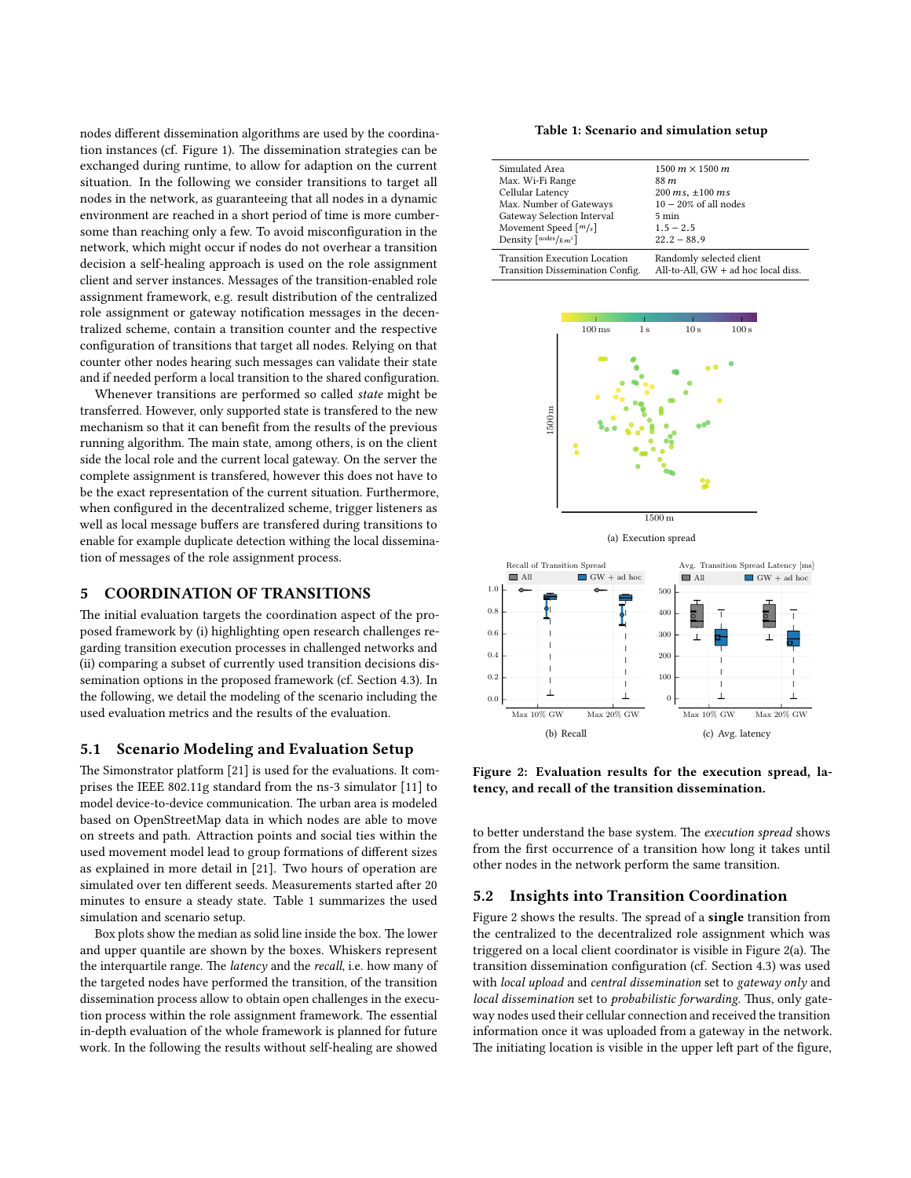nodes different dissemination algorithms are used by the coordination instances (cf. Figure 1). The dissemination strategies can be exchanged during runtime, to allow for adaption on the current situation. In the following we consider transitions to target all nodes in the network, as guaranteeing that all nodes in a dynamic environment are reached in a short period of time is more cumbersome than reaching only a few. To avoid misconfiguration in the network, which might occur if nodes do not overhear a transition decision a self-healing approach is used on the role assignment client and server instances. Messages of the transition-enabled role assignment framework, e.g. result distribution of the centralized role assignment or gateway notification messages in the decentralized scheme, contain a transition counter and the respective configuration of transitions that target all nodes. Relying on that counter other nodes hearing such messages can validate their state and if needed perform a local transition to the shared configuration.

Whenever transitions are performed so called *state* might be transferred. However, only supported state is transfered to the new mechanism so that it can benefit from the results of the previous running algorithm. The main state, among others, is on the client side the local role and the current local gateway. On the server the complete assignment is transfered, however this does not have to be the exact representation of the current situation. Furthermore, when configured in the decentralized scheme, trigger listeners as well as local message buffers are transfered during transitions to enable for example duplicate detection withing the local dissemination of messages of the role assignment process.

## 5 COORDINATION OF TRANSITIONS

The initial evaluation targets the coordination aspect of the proposed framework by (i) highlighting open research challenges regarding transition execution processes in challenged networks and (ii) comparing a subset of currently used transition decisions dissemination options in the proposed framework (cf. Section 4.3). In the following, we detail the modeling of the scenario including the used evaluation metrics and the results of the evaluation.

### 5.1 Scenario Modeling and Evaluation Setup

The Simonstrator platform [21] is used for the evaluations. It comprises the IEEE 802.11g standard from the ns-3 simulator [11] to model device-to-device communication. The urban area is modeled based on OpenStreetMap data in which nodes are able to move on streets and path. Attraction points and social ties within the used movement model lead to group formations of different sizes as explained in more detail in [21]. Two hours of operation are simulated over ten different seeds. Measurements started after 20 minutes to ensure a steady state. Table 1 summarizes the used simulation and scenario setup.

Box plots show the median as solid line inside the box. The lower and upper quantile are shown by the boxes. Whiskers represent the interquartile range. The *latency* and the *recall*, i.e. how many of the targeted nodes have performed the transition, of the transition dissemination process allow to obtain open challenges in the execution process within the role assignment framework. The essential in-depth evaluation of the whole framework is planned for future work. In the following the results without self-healing are showed

**Table 1: Scenario and simulation setup**

| | |
|---|---|
| Simulated Area | $1500\,m \times 1500\,m$ |
| Max. Wi-Fi Range | $88\,m$ |
| Cellular Latency | $200\,ms$, $\pm 100\,ms$ |
| Max. Number of Gateways | $10 - 20\%$ of all nodes |
| Gateway Selection Interval | 5 min |
| Movement Speed $[m/s]$ | $1.5 - 2.5$ |
| Density $[\text{nodes}/km^2]$ | $22.2 - 88.9$ |
| Transition Execution Location | Randomly selected client |
| Transition Dissemination Config. | All-to-All, GW + ad hoc local diss. |

(a) Execution spread

(b) Recall

(c) Avg. latency

**Figure 2: Evaluation results for the execution spread, latency, and recall of the transition dissemination.**

to better understand the base system. The *execution spread* shows from the first occurrence of a transition how long it takes until other nodes in the network perform the same transition.

### 5.2 Insights into Transition Coordination

Figure 2 shows the results. The spread of a **single** transition from the centralized to the decentralized role assignment which was triggered on a local client coordinator is visible in Figure 2(a). The transition dissemination configuration (cf. Section 4.3) was used with *local upload* and *central dissemination* set to *gateway only* and *local dissemination* set to *probabilistic forwarding*. Thus, only gateway nodes used their cellular connection and received the transition information once it was uploaded from a gateway in the network. The initiating location is visible in the upper left part of the figure,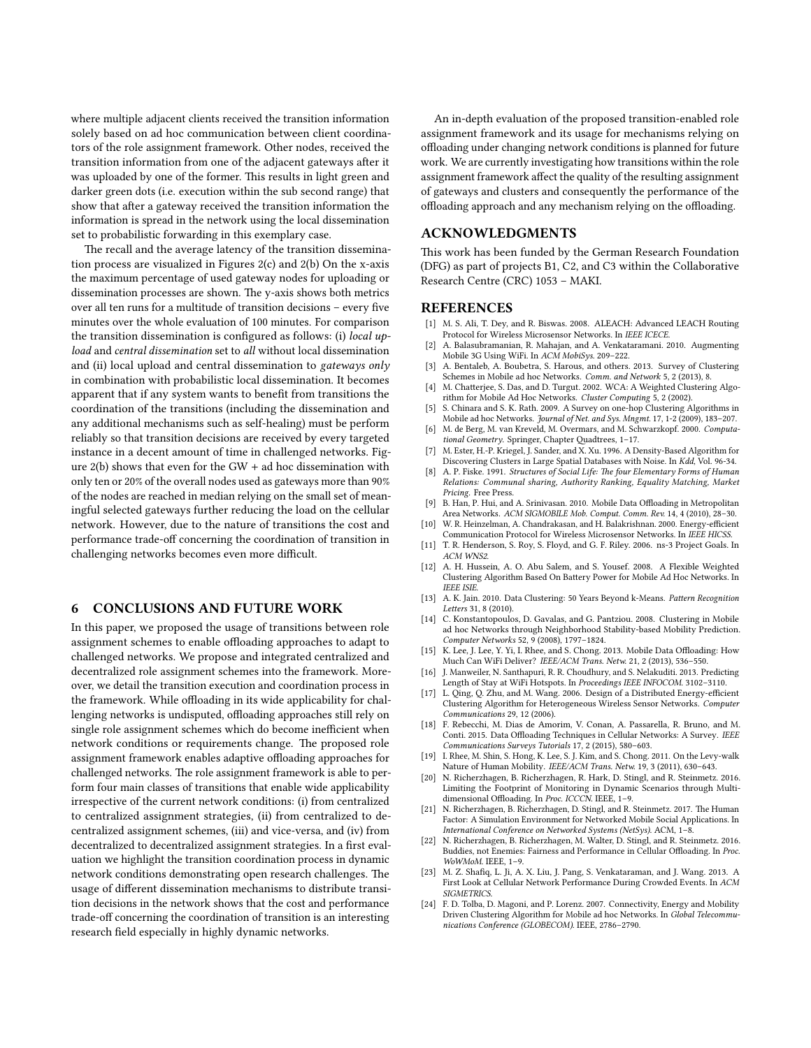where multiple adjacent clients received the transition information solely based on ad hoc communication between client coordinators of the role assignment framework. Other nodes, received the transition information from one of the adjacent gateways after it was uploaded by one of the former. This results in light green and darker green dots (i.e. execution within the sub second range) that show that after a gateway received the transition information the information is spread in the network using the local dissemination set to probabilistic forwarding in this exemplary case.

The recall and the average latency of the transition dissemination process are visualized in Figures 2(c) and 2(b) On the x-axis the maximum percentage of used gateway nodes for uploading or dissemination processes are shown. The y-axis shows both metrics over all ten runs for a multitude of transition decisions – every five minutes over the whole evaluation of 100 minutes. For comparison the transition dissemination is configured as follows: (i) *local upload* and *central dissemination* set to *all* without local dissemination and (ii) local upload and central dissemination to *gateways only* in combination with probabilistic local dissemination. It becomes apparent that if any system wants to benefit from transitions the coordination of the transitions (including the dissemination and any additional mechanisms such as self-healing) must be perform reliably so that transition decisions are received by every targeted instance in a decent amount of time in challenged networks. Figure 2(b) shows that even for the GW + ad hoc dissemination with only ten or 20% of the overall nodes used as gateways more than 90% of the nodes are reached in median relying on the small set of meaningful selected gateways further reducing the load on the cellular network. However, due to the nature of transitions the cost and performance trade-off concerning the coordination of transition in challenging networks becomes even more difficult.

## 6 CONCLUSIONS AND FUTURE WORK

In this paper, we proposed the usage of transitions between role assignment schemes to enable offloading approaches to adapt to challenged networks. We propose and integrated centralized and decentralized role assignment schemes into the framework. Moreover, we detail the transition execution and coordination process in the framework. While offloading in its wide applicability for challenging networks is undisputed, offloading approaches still rely on single role assignment schemes which do become inefficient when network conditions or requirements change. The proposed role assignment framework enables adaptive offloading approaches for challenged networks. The role assignment framework is able to perform four main classes of transitions that enable wide applicability irrespective of the current network conditions: (i) from centralized to centralized assignment strategies, (ii) from centralized to decentralized assignment schemes, (iii) and vice-versa, and (iv) from decentralized to decentralized assignment strategies. In a first evaluation we highlight the transition coordination process in dynamic network conditions demonstrating open research challenges. The usage of different dissemination mechanisms to distribute transition decisions in the network shows that the cost and performance trade-off concerning the coordination of transition is an interesting research field especially in highly dynamic networks.

An in-depth evaluation of the proposed transition-enabled role assignment framework and its usage for mechanisms relying on offloading under changing network conditions is planned for future work. We are currently investigating how transitions within the role assignment framework affect the quality of the resulting assignment of gateways and clusters and consequently the performance of the offloading approach and any mechanism relying on the offloading.

## ACKNOWLEDGMENTS

This work has been funded by the German Research Foundation (DFG) as part of projects B1, C2, and C3 within the Collaborative Research Centre (CRC) 1053 – MAKI.

## REFERENCES

[1] M. S. Ali, T. Dey, and R. Biswas. 2008. ALEACH: Advanced LEACH Routing Protocol for Wireless Microsensor Networks. In *IEEE ICECE*.

[2] A. Balasubramanian, R. Mahajan, and A. Venkataramani. 2010. Augmenting Mobile 3G Using WiFi. In *ACM MobiSys*. 209–222.

[3] A. Bentaleb, A. Boubetra, S. Harous, and others. 2013. Survey of Clustering Schemes in Mobile ad hoc Networks. *Comm. and Network* 5, 2 (2013), 8.

[4] M. Chatterjee, S. Das, and D. Turgut. 2002. WCA: A Weighted Clustering Algorithm for Mobile Ad Hoc Networks. *Cluster Computing* 5, 2 (2002).

[5] S. Chinara and S. K. Rath. 2009. A Survey on one-hop Clustering Algorithms in Mobile ad hoc Networks. *Journal of Net. and Sys. Mngmt.* 17, 1-2 (2009), 183–207.

[6] M. de Berg, M. van Kreveld, M. Overmars, and M. Schwarzkopf. 2000. *Computational Geometry*. Springer, Chapter Quadtrees, 1–17.

[7] M. Ester, H.-P. Kriegel, J. Sander, and X. Xu. 1996. A Density-Based Algorithm for Discovering Clusters in Large Spatial Databases with Noise. In *Kdd*, Vol. 96-34.

[8] A. P. Fiske. 1991. *Structures of Social Life: The four Elementary Forms of Human Relations: Communal sharing, Authority Ranking, Equality Matching, Market Pricing*. Free Press.

[9] B. Han, P. Hui, and A. Srinivasan. 2010. Mobile Data Offloading in Metropolitan Area Networks. *ACM SIGMOBILE Mob. Comput. Comm. Rev.* 14, 4 (2010), 28–30.

[10] W. R. Heinzelman, A. Chandrakasan, and H. Balakrishnan. 2000. Energy-efficient Communication Protocol for Wireless Microsensor Networks. In *IEEE HICSS*.

[11] T. R. Henderson, S. Roy, S. Floyd, and G. F. Riley. 2006. ns-3 Project Goals. In *ACM WNS2*.

[12] A. H. Hussein, A. O. Abu Salem, and S. Yousef. 2008. A Flexible Weighted Clustering Algorithm Based On Battery Power for Mobile Ad Hoc Networks. In *IEEE ISIE*.

[13] A. K. Jain. 2010. Data Clustering: 50 Years Beyond k-Means. *Pattern Recognition Letters* 31, 8 (2010).

[14] C. Konstantopoulos, D. Gavalas, and G. Pantziou. 2008. Clustering in Mobile ad hoc Networks through Neighborhood Stability-based Mobility Prediction. *Computer Networks* 52, 9 (2008), 1797–1824.

[15] K. Lee, J. Lee, Y. Yi, I. Rhee, and S. Chong. 2013. Mobile Data Offloading: How Much Can WiFi Deliver? *IEEE/ACM Trans. Netw.* 21, 2 (2013), 536–550.

[16] J. Manweiler, N. Santhapuri, R. R. Choudhury, and S. Nelakuditi. 2013. Predicting Length of Stay at WiFi Hotspots. In *Proceedings IEEE INFOCOM*. 3102–3110.

[17] L. Qing, Q. Zhu, and M. Wang. 2006. Design of a Distributed Energy-efficient Clustering Algorithm for Heterogeneous Wireless Sensor Networks. *Computer Communications* 29, 12 (2006).

[18] F. Rebecchi, M. Dias de Amorim, V. Conan, A. Passarella, R. Bruno, and M. Conti. 2015. Data Offloading Techniques in Cellular Networks: A Survey. *IEEE Communications Surveys Tutorials* 17, 2 (2015), 580–603.

[19] I. Rhee, M. Shin, S. Hong, K. Lee, S. J. Kim, and S. Chong. 2011. On the Levy-walk Nature of Human Mobility. *IEEE/ACM Trans. Netw.* 19, 3 (2011), 630–643.

[20] N. Richerzhagen, B. Richerzhagen, R. Hark, D. Stingl, and R. Steinmetz. 2016. Limiting the Footprint of Monitoring in Dynamic Scenarios through Multi-dimensional Offloading. In *Proc. ICCCN*. IEEE, 1–9.

[21] N. Richerzhagen, B. Richerzhagen, D. Stingl, and R. Steinmetz. 2017. The Human Factor: A Simulation Environment for Networked Mobile Social Applications. In *International Conference on Networked Systems (NetSys)*. ACM, 1–8.

[22] N. Richerzhagen, B. Richerzhagen, M. Walter, D. Stingl, and R. Steinmetz. 2016. Buddies, not Enemies: Fairness and Performance in Cellular Offloading. In *Proc. WoWMoM*. IEEE, 1–9.

[23] M. Z. Shafiq, L. Ji, A. X. Liu, J. Pang, S. Venkataraman, and J. Wang. 2013. A First Look at Cellular Network Performance During Crowded Events. In *ACM SIGMETRICS*.

[24] F. D. Tolba, D. Magoni, and P. Lorenz. 2007. Connectivity, Energy and Mobility Driven Clustering Algorithm for Mobile ad hoc Networks. In *Global Telecommunications Conference (GLOBECOM)*. IEEE, 2786–2790.